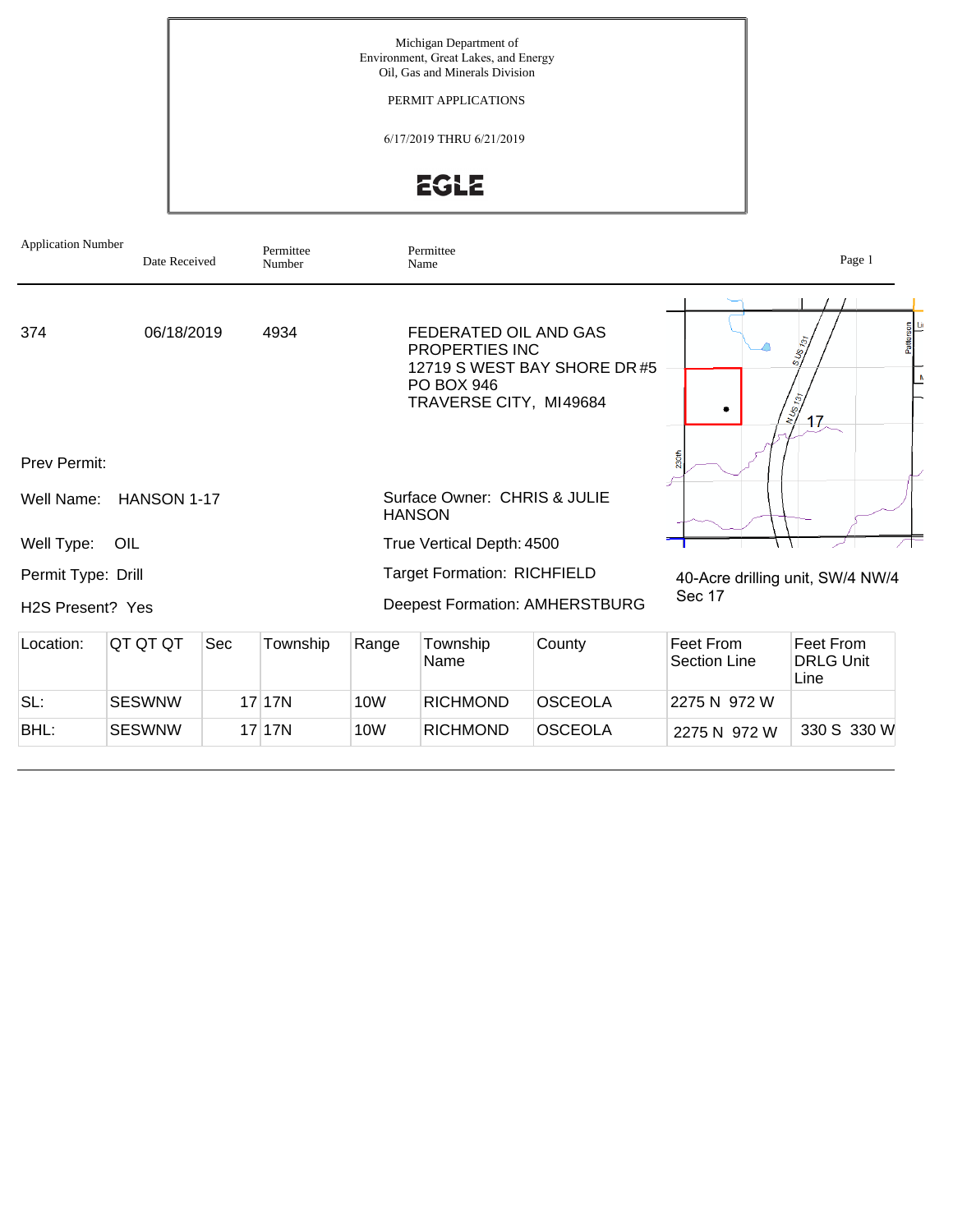Michigan Department of
Environment, Great Lakes, and Energy
Oil, Gas and Minerals Division

PERMIT APPLICATIONS

6/17/2019 THRU 6/21/2019

EGLE

| Application Number | Date Received | Permittee Number | Permittee Name |
|---|---|---|---|
| 374 | 06/18/2019 | 4934 | FEDERATED OIL AND GAS PROPERTIES INC<br>12719 S WEST BAY SHORE DR #5<br>PO BOX 946<br>TRAVERSE CITY, MI49684 |

Prev Permit:

Well Name: HANSON 1-17

Surface Owner: CHRIS & JULIE HANSON

Well Type: OIL

True Vertical Depth: 4500

Permit Type: Drill

Target Formation: RICHFIELD

H2S Present? Yes

Deepest Formation: AMHERSTBURG

40-Acre drilling unit, SW/4 NW/4 Sec 17

| Location: | QT QT QT | Sec | Township | Range | Township Name | County | Feet From Section Line | Feet From DRLG Unit Line |
|---|---|---|---|---|---|---|---|---|
| SL: | SESWNW | 17 | 17N | 10W | RICHMOND | OSCEOLA | 2275 N 972 W | |
| BHL: | SESWNW | 17 | 17N | 10W | RICHMOND | OSCEOLA | 2275 N 972 W | 330 S 330 W |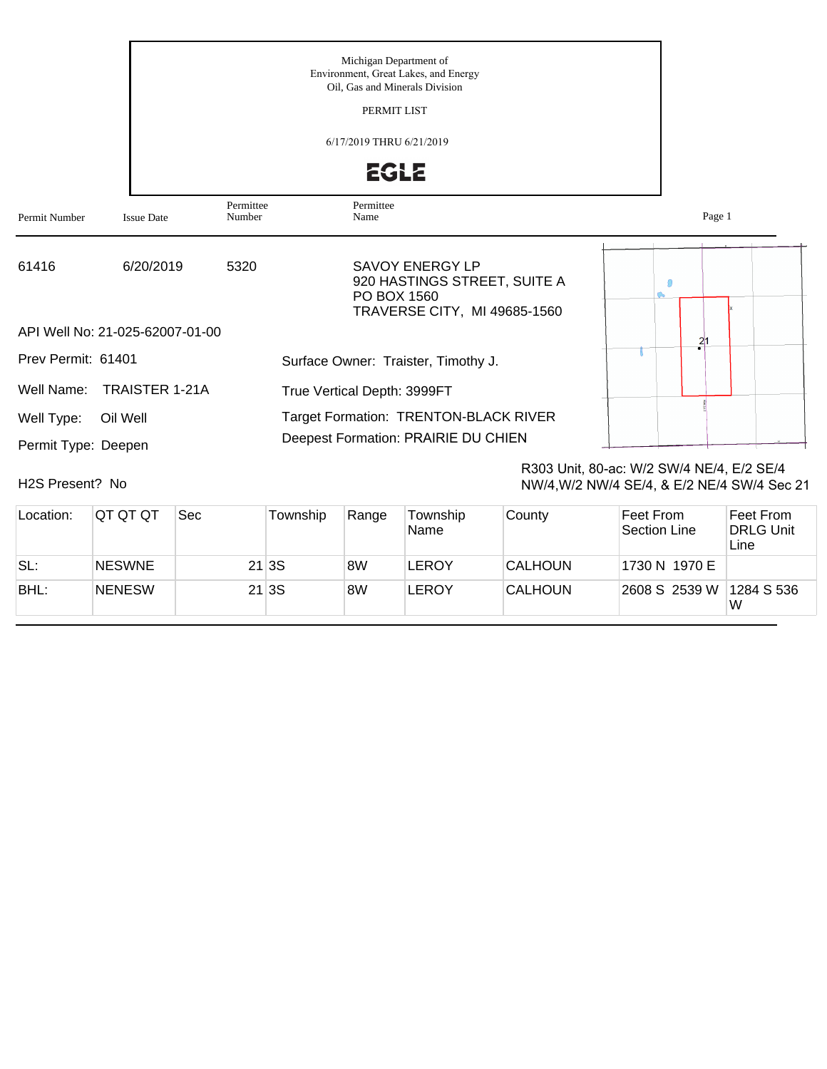Michigan Department of
Environment, Great Lakes, and Energy
Oil, Gas and Minerals Division

PERMIT LIST

6/17/2019 THRU 6/21/2019

EGLE

| Permit Number | Issue Date | Permittee Number | Permittee Name |
|---|---|---|---|
| 61416 | 6/20/2019 | 5320 | SAVOY ENERGY LP<br>920 HASTINGS STREET, SUITE A<br>PO BOX 1560<br>TRAVERSE CITY, MI 49685-1560 |

API Well No: 21-025-62007-01-00

Prev Permit: 61401

Well Name: TRAISTER 1-21A

Well Type: Oil Well

Permit Type: Deepen

H2S Present? No

Surface Owner: Traister, Timothy J.

True Vertical Depth: 3999FT

Target Formation: TRENTON-BLACK RIVER

Deepest Formation: PRAIRIE DU CHIEN

R303 Unit, 80-ac: W/2 SW/4 NE/4, E/2 SE/4 NW/4,W/2 NW/4 SE/4, & E/2 NE/4 SW/4 Sec 21

| Location: | QT QT QT | Sec | Township | Range | Township Name | County | Feet From Section Line | Feet From DRLG Unit Line |
|---|---|---|---|---|---|---|---|---|
| SL: | NESWNE | 21 | 3S | 8W | LEROY | CALHOUN | 1730 N 1970 E | |
| BHL: | NENESW | 21 | 3S | 8W | LEROY | CALHOUN | 2608 S 2539 W | 1284 S 536 W |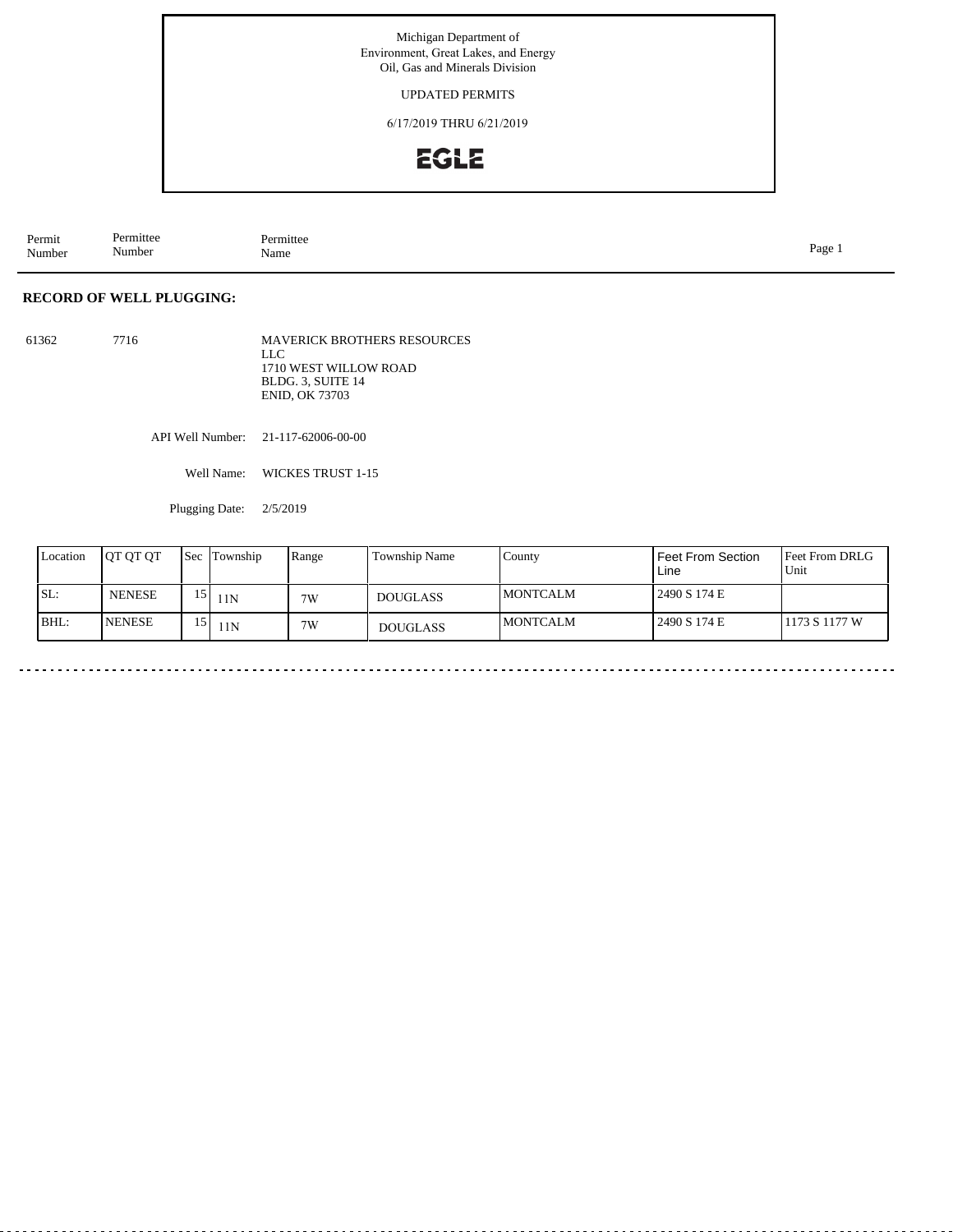Michigan Department of
Environment, Great Lakes, and Energy
Oil, Gas and Minerals Division

UPDATED PERMITS

6/17/2019 THRU 6/21/2019

EGLE

| Permit Number | Permittee Number | Permittee Name |
|---|---|---|

**RECORD OF WELL PLUGGING:**

61362 7716 MAVERICK BROTHERS RESOURCES LLC
1710 WEST WILLOW ROAD
BLDG. 3, SUITE 14
ENID, OK 73703

API Well Number: 21-117-62006-00-00

Well Name: WICKES TRUST 1-15

Plugging Date: 2/5/2019

| Location | QT QT QT | Sec | Township | Range | Township Name | County | Feet From Section Line | Feet From DRLG Unit |
|---|---|---|---|---|---|---|---|---|
| SL: | NENESE | 15 | 11N | 7W | DOUGLASS | MONTCALM | 2490 S 174 E | |
| BHL: | NENESE | 15 | 11N | 7W | DOUGLASS | MONTCALM | 2490 S 174 E | 1173 S 1177 W |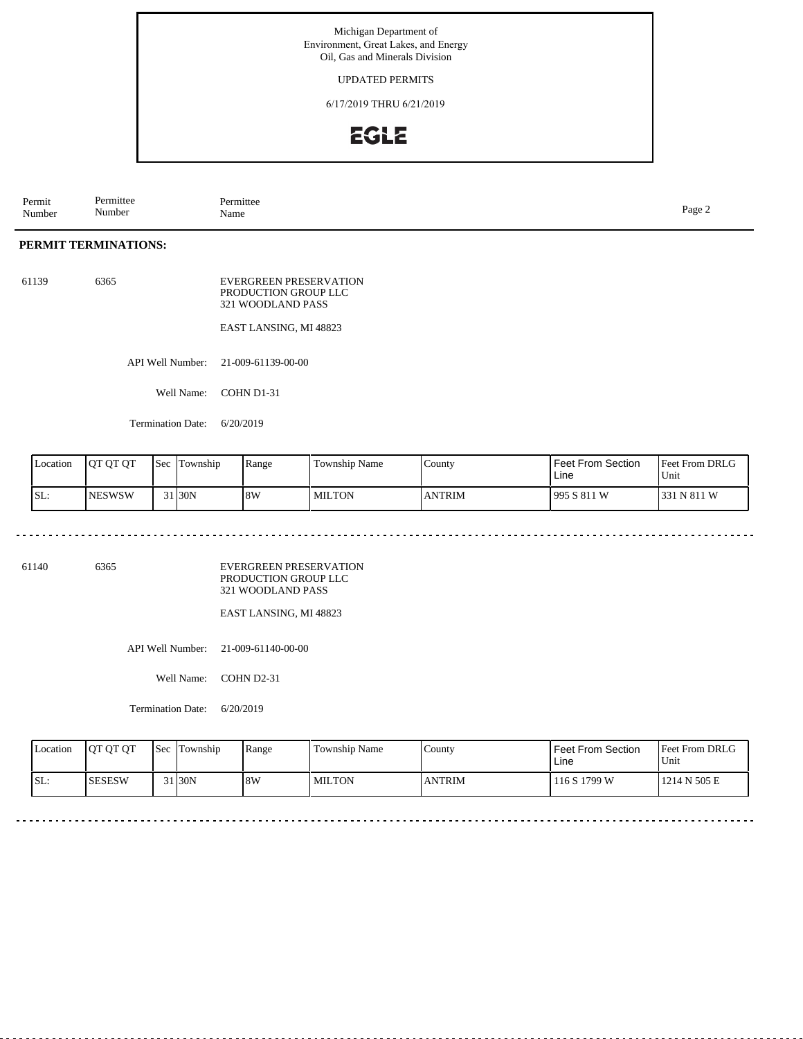Michigan Department of
Environment, Great Lakes, and Energy
Oil, Gas and Minerals Division

UPDATED PERMITS

6/17/2019 THRU 6/21/2019

EGLE

| Permit Number | Permittee Number | Permittee Name |
|---|---|---|

## PERMIT TERMINATIONS:

61139 6365 EVERGREEN PRESERVATION PRODUCTION GROUP LLC
321 WOODLAND PASS

EAST LANSING, MI 48823

API Well Number: 21-009-61139-00-00

Well Name: COHN D1-31

Termination Date: 6/20/2019

| Location | QT QT QT | Sec | Township | Range | Township Name | County | Feet From Section Line | Feet From DRLG Unit |
|---|---|---|---|---|---|---|---|---|
| SL: | NESWSW | 31 | 30N | 8W | MILTON | ANTRIM | 995 S 811 W | 331 N 811 W |

---

61140 6365 EVERGREEN PRESERVATION PRODUCTION GROUP LLC
321 WOODLAND PASS

EAST LANSING, MI 48823

API Well Number: 21-009-61140-00-00

Well Name: COHN D2-31

Termination Date: 6/20/2019

| Location | QT QT QT | Sec | Township | Range | Township Name | County | Feet From Section Line | Feet From DRLG Unit |
|---|---|---|---|---|---|---|---|---|
| SL: | SESESW | 31 | 30N | 8W | MILTON | ANTRIM | 116 S 1799 W | 1214 N 505 E |